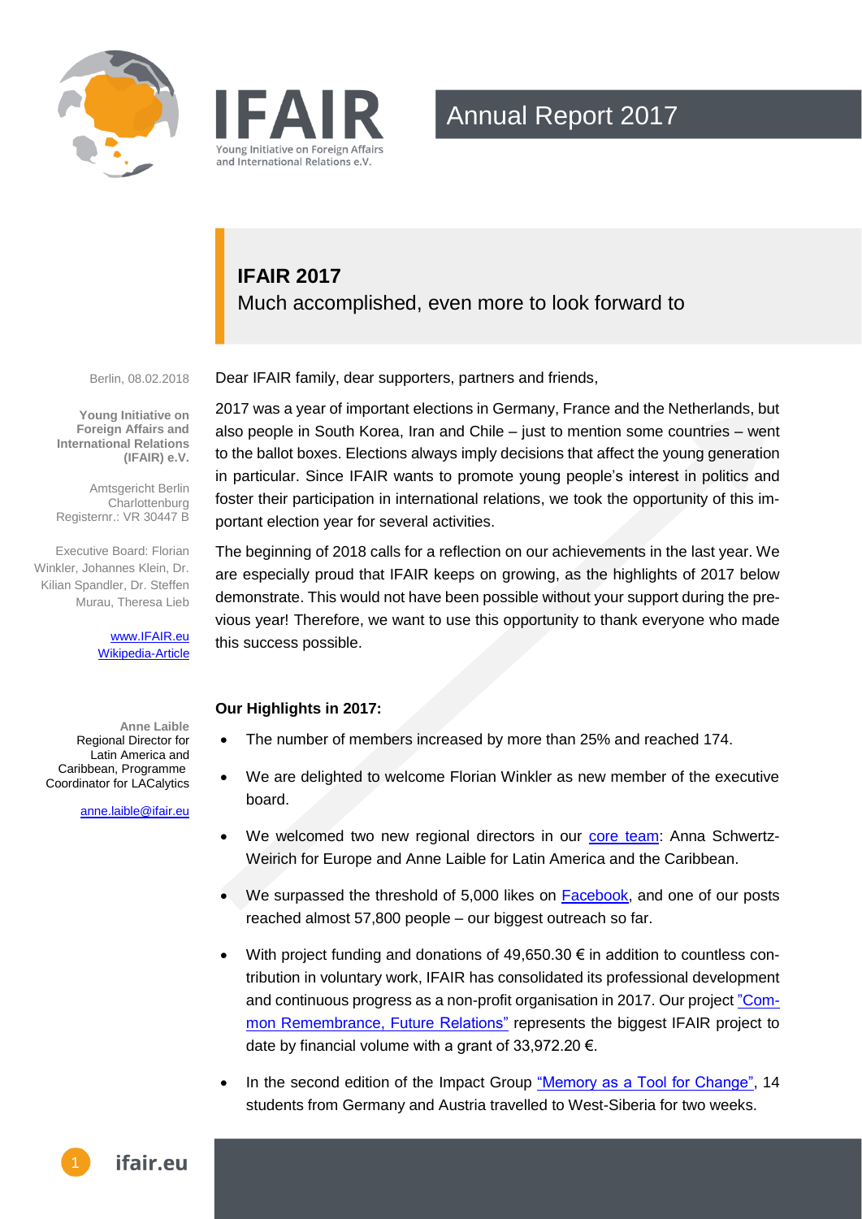# Annual Report 2017

## IFAIR 2017

Much accomplished, even more to look forward to

Berlin, 08.02.2018

**Young Initiative on Foreign Affairs and International Relations (IFAIR) e.V.**

Amtsgericht Berlin Charlottenburg
Registernr.: VR 30447 B

Executive Board: Florian Winkler, Johannes Klein, Dr. Kilian Spandler, Dr. Steffen Murau, Theresa Lieb

www.IFAIR.eu
Wikipedia-Article

**Anne Laible**
Regional Director for Latin America and Caribbean, Programme Coordinator for LACalytics

anne.laible@ifair.eu

Dear IFAIR family, dear supporters, partners and friends,

2017 was a year of important elections in Germany, France and the Netherlands, but also people in South Korea, Iran and Chile – just to mention some countries – went to the ballot boxes. Elections always imply decisions that affect the young generation in particular. Since IFAIR wants to promote young people's interest in politics and foster their participation in international relations, we took the opportunity of this important election year for several activities.

The beginning of 2018 calls for a reflection on our achievements in the last year. We are especially proud that IFAIR keeps on growing, as the highlights of 2017 below demonstrate. This would not have been possible without your support during the previous year! Therefore, we want to use this opportunity to thank everyone who made this success possible.

**Our Highlights in 2017:**

- The number of members increased by more than 25% and reached 174.
- We are delighted to welcome Florian Winkler as new member of the executive board.
- We welcomed two new regional directors in our core team: Anna Schwertz-Weirich for Europe and Anne Laible for Latin America and the Caribbean.
- We surpassed the threshold of 5,000 likes on Facebook, and one of our posts reached almost 57,800 people – our biggest outreach so far.
- With project funding and donations of 49,650.30 € in addition to countless contribution in voluntary work, IFAIR has consolidated its professional development and continuous progress as a non-profit organisation in 2017. Our project "Common Remembrance, Future Relations" represents the biggest IFAIR project to date by financial volume with a grant of 33,972.20 €.
- In the second edition of the Impact Group "Memory as a Tool for Change", 14 students from Germany and Austria travelled to West-Siberia for two weeks.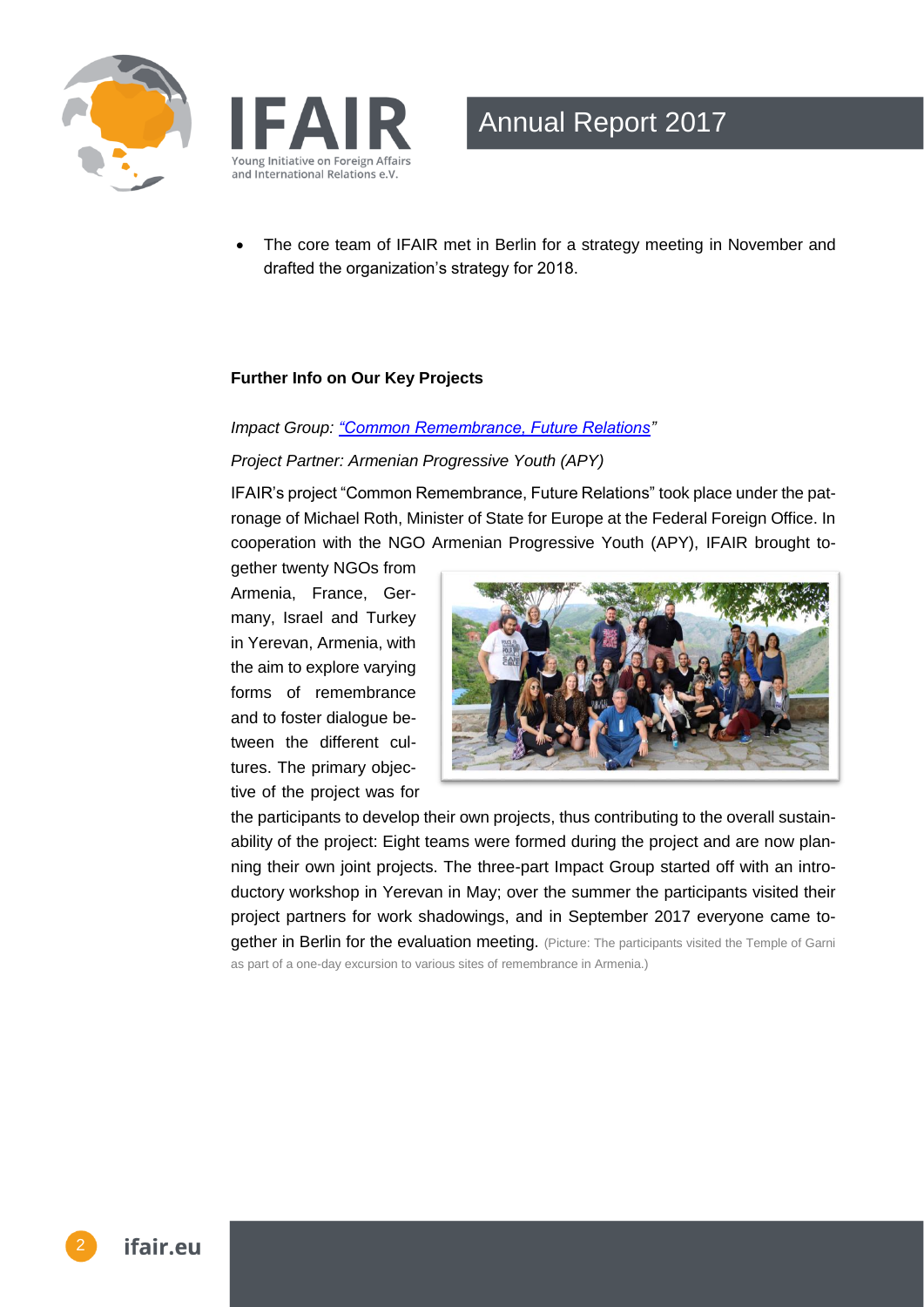- The core team of IFAIR met in Berlin for a strategy meeting in November and drafted the organization's strategy for 2018.

**Further Info on Our Key Projects**

*Impact Group: "Common Remembrance, Future Relations"*

*Project Partner: Armenian Progressive Youth (APY)*

IFAIR's project "Common Remembrance, Future Relations" took place under the patronage of Michael Roth, Minister of State for Europe at the Federal Foreign Office. In cooperation with the NGO Armenian Progressive Youth (APY), IFAIR brought together twenty NGOs from Armenia, France, Germany, Israel and Turkey in Yerevan, Armenia, with the aim to explore varying forms of remembrance and to foster dialogue between the different cultures. The primary objective of the project was for the participants to develop their own projects, thus contributing to the overall sustainability of the project: Eight teams were formed during the project and are now planning their own joint projects. The three-part Impact Group started off with an introductory workshop in Yerevan in May; over the summer the participants visited their project partners for work shadowings, and in September 2017 everyone came together in Berlin for the evaluation meeting. (Picture: The participants visited the Temple of Garni as part of a one-day excursion to various sites of remembrance in Armenia.)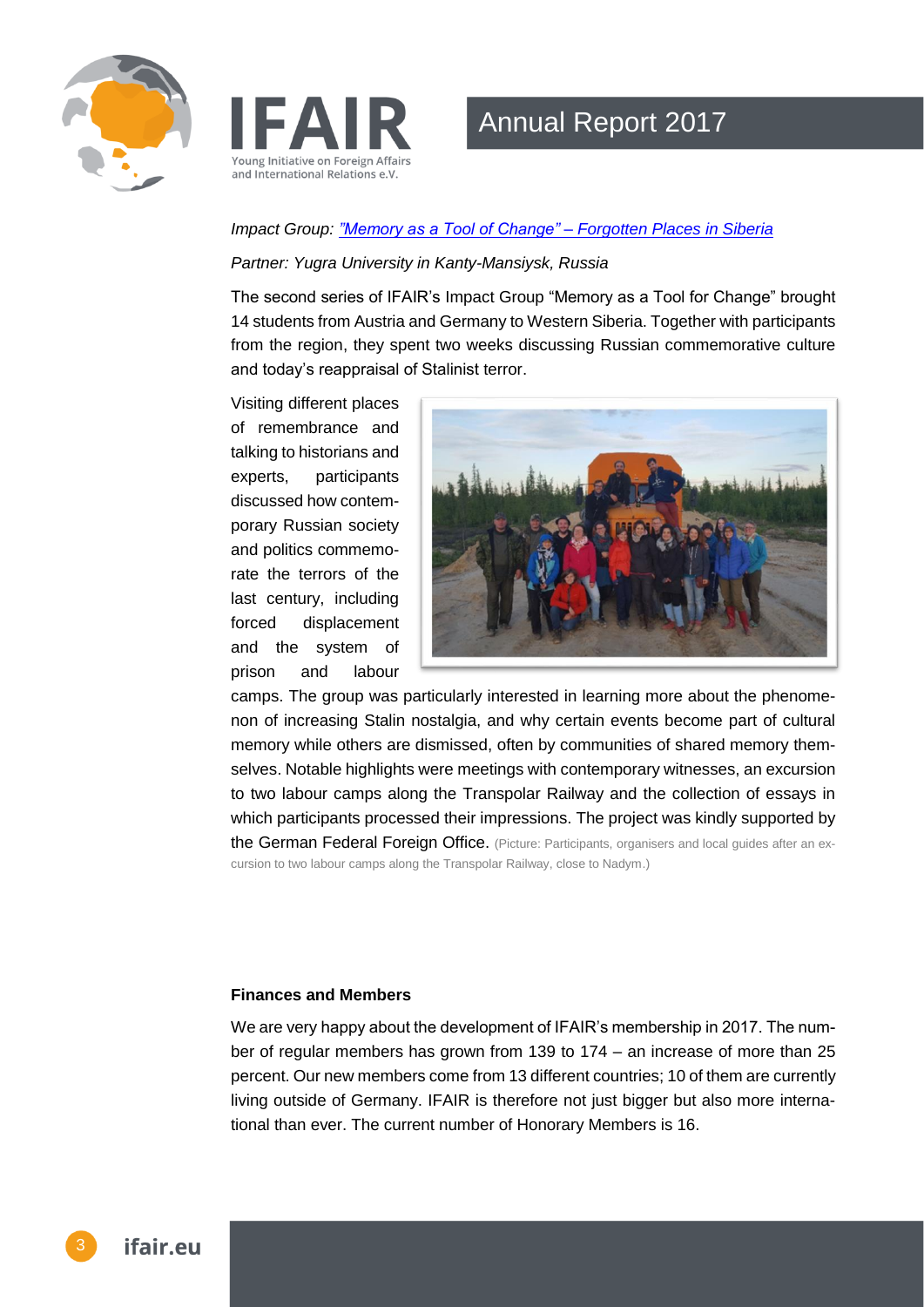*Impact Group: ["Memory as a Tool of Change" – Forgotten Places in Siberia]()*

*Partner: Yugra University in Kanty-Mansiysk, Russia*

The second series of IFAIR's Impact Group "Memory as a Tool for Change" brought 14 students from Austria and Germany to Western Siberia. Together with participants from the region, they spent two weeks discussing Russian commemorative culture and today's reappraisal of Stalinist terror.

Visiting different places of remembrance and talking to historians and experts, participants discussed how contemporary Russian society and politics commemorate the terrors of the last century, including forced displacement and the system of prison and labour camps. The group was particularly interested in learning more about the phenomenon of increasing Stalin nostalgia, and why certain events become part of cultural memory while others are dismissed, often by communities of shared memory themselves. Notable highlights were meetings with contemporary witnesses, an excursion to two labour camps along the Transpolar Railway and the collection of essays in which participants processed their impressions. The project was kindly supported by the German Federal Foreign Office. (Picture: Participants, organisers and local guides after an excursion to two labour camps along the Transpolar Railway, close to Nadym.)

**Finances and Members**

We are very happy about the development of IFAIR's membership in 2017. The number of regular members has grown from 139 to 174 – an increase of more than 25 percent. Our new members come from 13 different countries; 10 of them are currently living outside of Germany. IFAIR is therefore not just bigger but also more international than ever. The current number of Honorary Members is 16.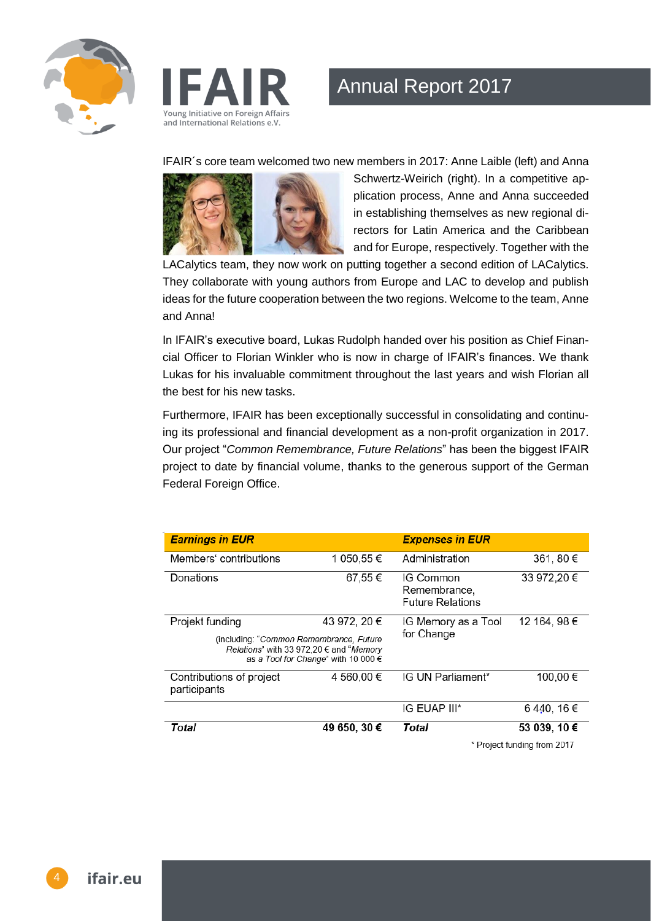IFAIR´s core team welcomed two new members in 2017: Anne Laible (left) and Anna Schwertz-Weirich (right). In a competitive application process, Anne and Anna succeeded in establishing themselves as new regional directors for Latin America and the Caribbean and for Europe, respectively. Together with the LACalytics team, they now work on putting together a second edition of LACalytics. They collaborate with young authors from Europe and LAC to develop and publish ideas for the future cooperation between the two regions. Welcome to the team, Anne and Anna!

In IFAIR's executive board, Lukas Rudolph handed over his position as Chief Financial Officer to Florian Winkler who is now in charge of IFAIR's finances. We thank Lukas for his invaluable commitment throughout the last years and wish Florian all the best for his new tasks.

Furthermore, IFAIR has been exceptionally successful in consolidating and continuing its professional and financial development as a non-profit organization in 2017. Our project "*Common Remembrance, Future Relations*" has been the biggest IFAIR project to date by financial volume, thanks to the generous support of the German Federal Foreign Office.

| ***Earnings in EUR*** | | ***Expenses in EUR*** | |
|---|---|---|---|
| Members' contributions | 1 050,55 € | Administration | 361, 80 € |
| Donations | 67,55 € | IG Common Remembrance, Future Relations | 33 972,20 € |
| Projekt funding (including: "*Common Remembrance, Future Relations*" with 33 972,20 € and "*Memory as a Tool for Change*" with 10 000 €) | 43 972, 20 € | IG Memory as a Tool for Change | 12 164, 98 € |
| Contributions of project participants | 4 560,00 € | IG UN Parliament* | 100,00 € |
| | | IG EUAP III* | 6 440, 16 € |
| ***Total*** | **49 650, 30 €** | ***Total*** | **53 039, 10 €** |

\* Project funding from 2017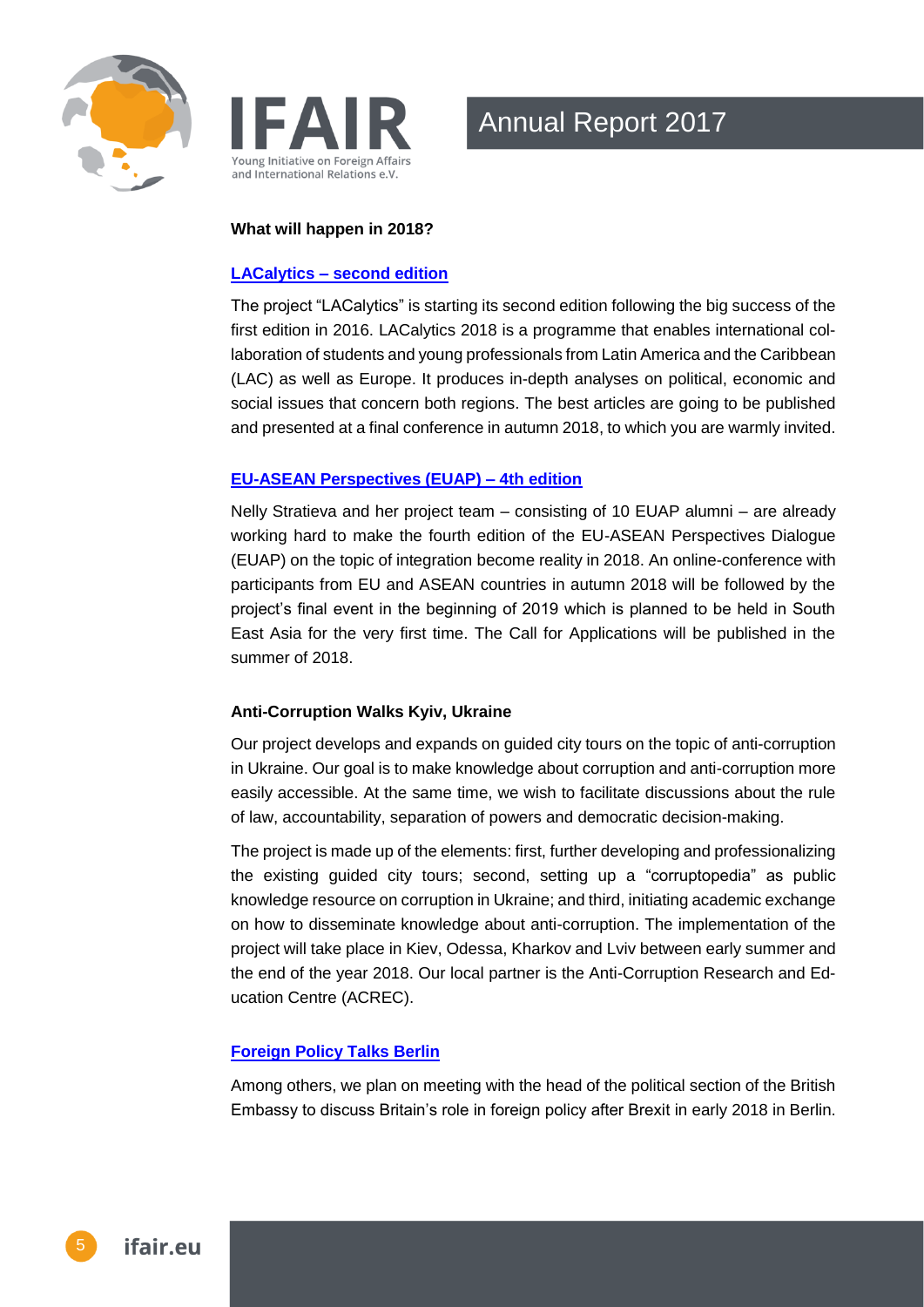**What will happen in 2018?**

**LACalytics – second edition**

The project "LACalytics" is starting its second edition following the big success of the first edition in 2016. LACalytics 2018 is a programme that enables international collaboration of students and young professionals from Latin America and the Caribbean (LAC) as well as Europe. It produces in-depth analyses on political, economic and social issues that concern both regions. The best articles are going to be published and presented at a final conference in autumn 2018, to which you are warmly invited.

**EU-ASEAN Perspectives (EUAP) – 4th edition**

Nelly Stratieva and her project team – consisting of 10 EUAP alumni – are already working hard to make the fourth edition of the EU-ASEAN Perspectives Dialogue (EUAP) on the topic of integration become reality in 2018. An online-conference with participants from EU and ASEAN countries in autumn 2018 will be followed by the project's final event in the beginning of 2019 which is planned to be held in South East Asia for the very first time. The Call for Applications will be published in the summer of 2018.

**Anti-Corruption Walks Kyiv, Ukraine**

Our project develops and expands on guided city tours on the topic of anti-corruption in Ukraine. Our goal is to make knowledge about corruption and anti-corruption more easily accessible. At the same time, we wish to facilitate discussions about the rule of law, accountability, separation of powers and democratic decision-making.

The project is made up of the elements: first, further developing and professionalizing the existing guided city tours; second, setting up a "corruptopedia" as public knowledge resource on corruption in Ukraine; and third, initiating academic exchange on how to disseminate knowledge about anti-corruption. The implementation of the project will take place in Kiev, Odessa, Kharkov and Lviv between early summer and the end of the year 2018. Our local partner is the Anti-Corruption Research and Education Centre (ACREC).

**Foreign Policy Talks Berlin**

Among others, we plan on meeting with the head of the political section of the British Embassy to discuss Britain's role in foreign policy after Brexit in early 2018 in Berlin.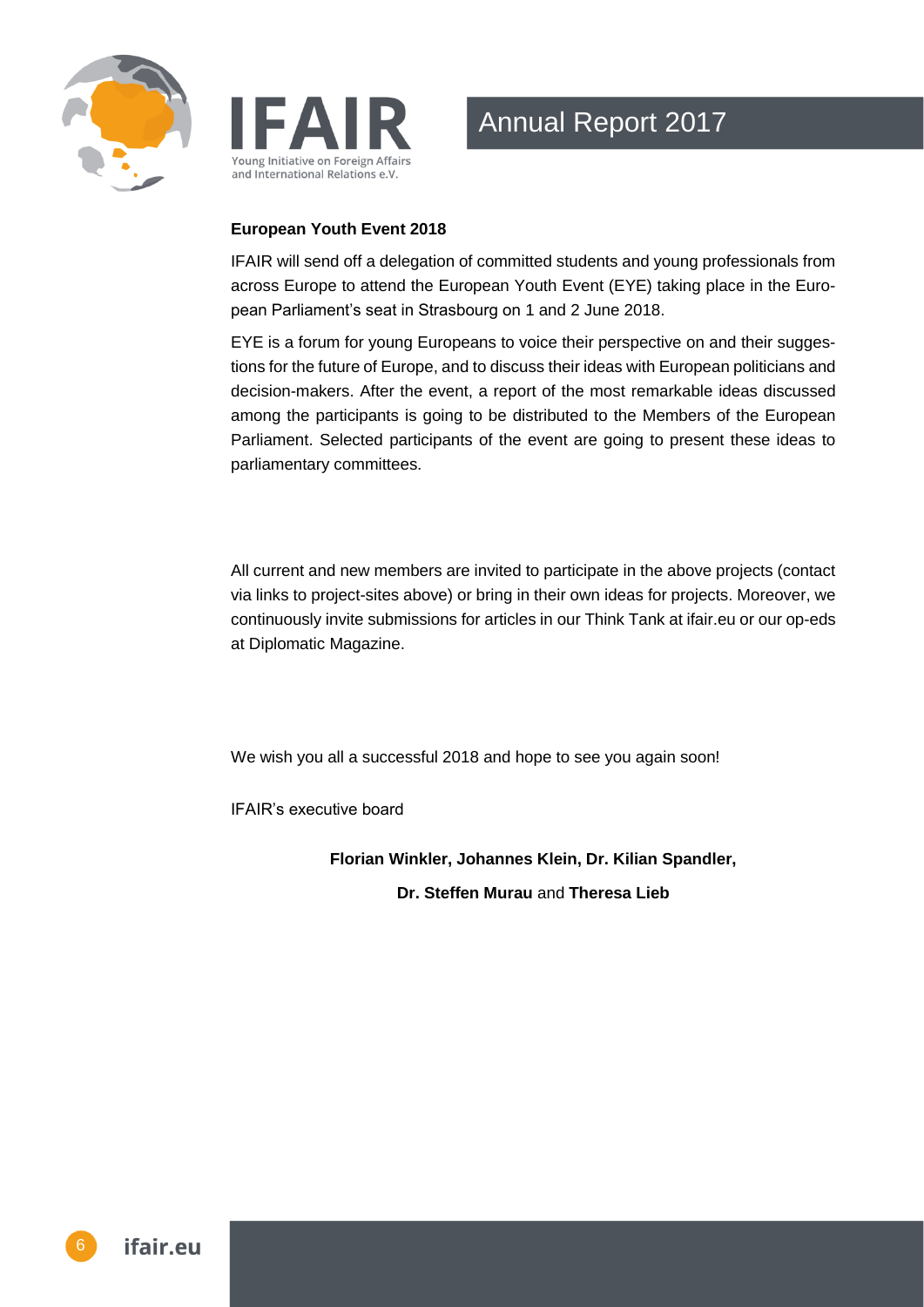**European Youth Event 2018**

IFAIR will send off a delegation of committed students and young professionals from across Europe to attend the European Youth Event (EYE) taking place in the European Parliament's seat in Strasbourg on 1 and 2 June 2018.

EYE is a forum for young Europeans to voice their perspective on and their suggestions for the future of Europe, and to discuss their ideas with European politicians and decision-makers. After the event, a report of the most remarkable ideas discussed among the participants is going to be distributed to the Members of the European Parliament. Selected participants of the event are going to present these ideas to parliamentary committees.

All current and new members are invited to participate in the above projects (contact via links to project-sites above) or bring in their own ideas for projects. Moreover, we continuously invite submissions for articles in our Think Tank at ifair.eu or our op-eds at Diplomatic Magazine.

We wish you all a successful 2018 and hope to see you again soon!

IFAIR's executive board

**Florian Winkler, Johannes Klein, Dr. Kilian Spandler,**

**Dr. Steffen Murau** and **Theresa Lieb**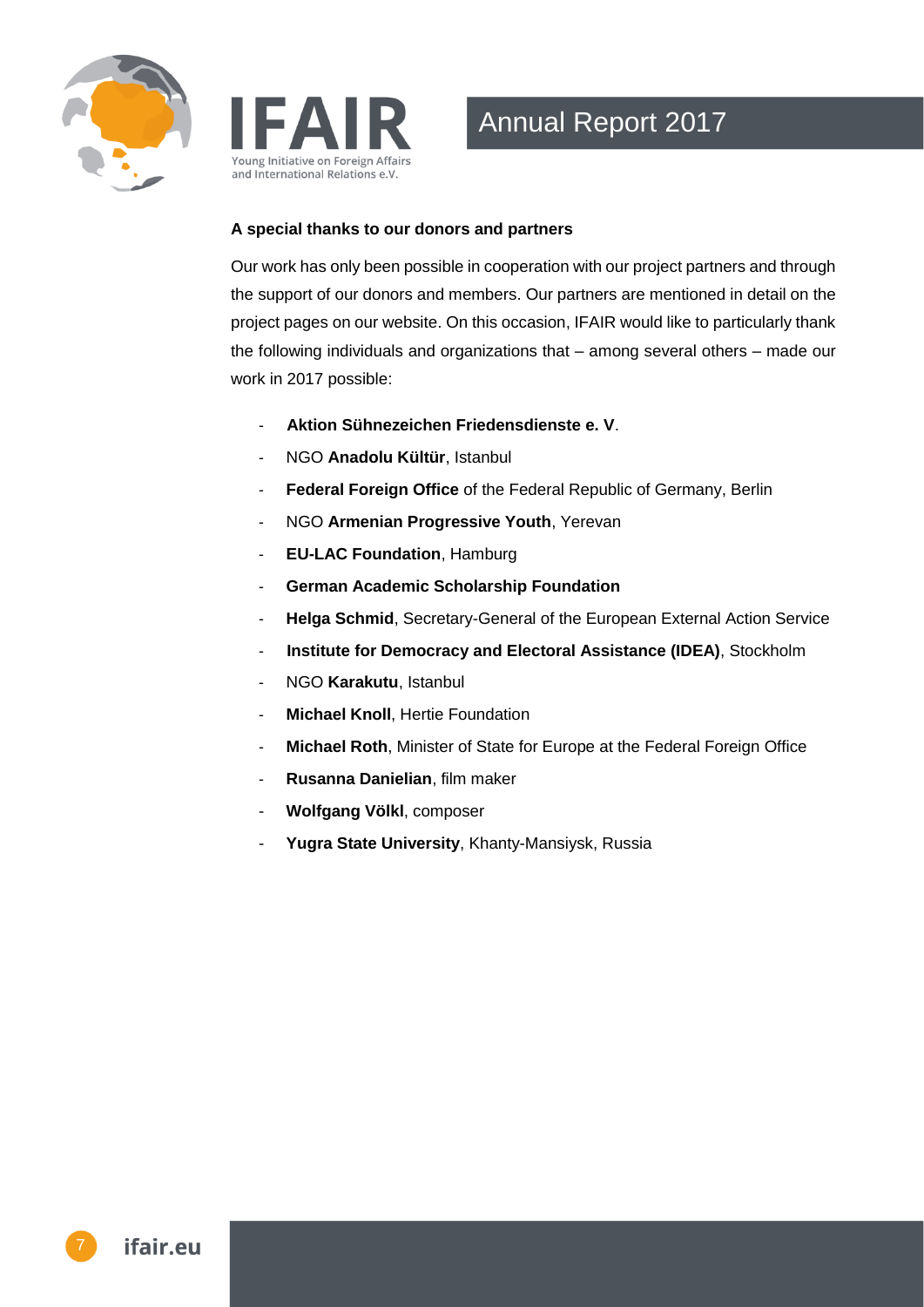**A special thanks to our donors and partners**

Our work has only been possible in cooperation with our project partners and through the support of our donors and members. Our partners are mentioned in detail on the project pages on our website. On this occasion, IFAIR would like to particularly thank the following individuals and organizations that – among several others – made our work in 2017 possible:

- **Aktion Sühnezeichen Friedensdienste e. V**.
- NGO **Anadolu Kültür**, Istanbul
- **Federal Foreign Office** of the Federal Republic of Germany, Berlin
- NGO **Armenian Progressive Youth**, Yerevan
- **EU-LAC Foundation**, Hamburg
- **German Academic Scholarship Foundation**
- **Helga Schmid**, Secretary-General of the European External Action Service
- **Institute for Democracy and Electoral Assistance (IDEA)**, Stockholm
- NGO **Karakutu**, Istanbul
- **Michael Knoll**, Hertie Foundation
- **Michael Roth**, Minister of State for Europe at the Federal Foreign Office
- **Rusanna Danielian**, film maker
- **Wolfgang Völkl**, composer
- **Yugra State University**, Khanty-Mansiysk, Russia